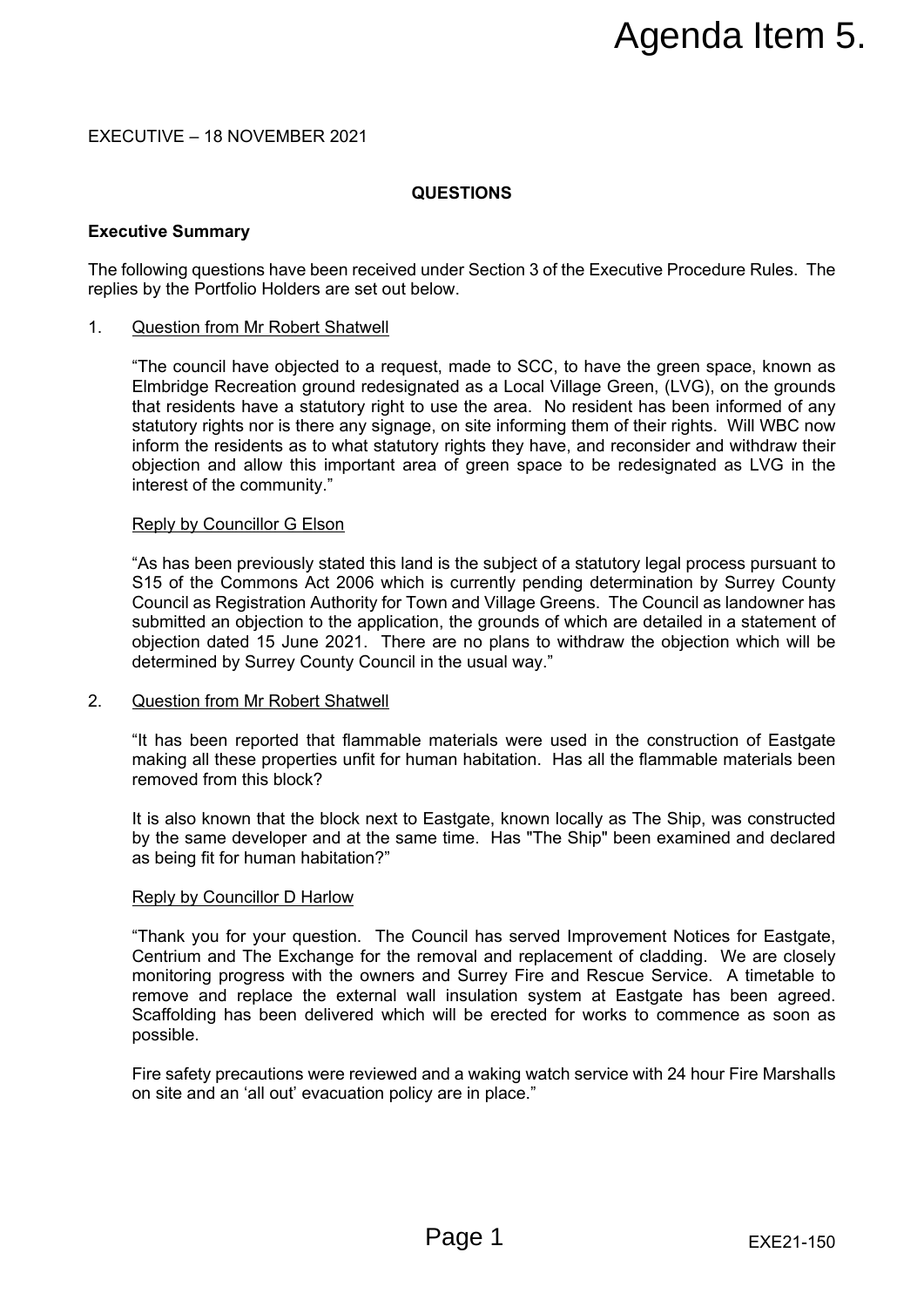# Agenda Item 5.

EXECUTIVE – 18 NOVEMBER 2021

**QUESTIONS**

**Executive Summary**

The following questions have been received under Section 3 of the Executive Procedure Rules. The replies by the Portfolio Holders are set out below.

1. Question from Mr Robert Shatwell

   "The council have objected to a request, made to SCC, to have the green space, known as Elmbridge Recreation ground redesignated as a Local Village Green, (LVG), on the grounds that residents have a statutory right to use the area. No resident has been informed of any statutory rights nor is there any signage, on site informing them of their rights. Will WBC now inform the residents as to what statutory rights they have, and reconsider and withdraw their objection and allow this important area of green space to be redesignated as LVG in the interest of the community."

   Reply by Councillor G Elson

   "As has been previously stated this land is the subject of a statutory legal process pursuant to S15 of the Commons Act 2006 which is currently pending determination by Surrey County Council as Registration Authority for Town and Village Greens. The Council as landowner has submitted an objection to the application, the grounds of which are detailed in a statement of objection dated 15 June 2021. There are no plans to withdraw the objection which will be determined by Surrey County Council in the usual way."

2. Question from Mr Robert Shatwell

   "It has been reported that flammable materials were used in the construction of Eastgate making all these properties unfit for human habitation. Has all the flammable materials been removed from this block?

   It is also known that the block next to Eastgate, known locally as The Ship, was constructed by the same developer and at the same time. Has "The Ship" been examined and declared as being fit for human habitation?"

   Reply by Councillor D Harlow

   "Thank you for your question. The Council has served Improvement Notices for Eastgate, Centrium and The Exchange for the removal and replacement of cladding. We are closely monitoring progress with the owners and Surrey Fire and Rescue Service. A timetable to remove and replace the external wall insulation system at Eastgate has been agreed. Scaffolding has been delivered which will be erected for works to commence as soon as possible.

   Fire safety precautions were reviewed and a waking watch service with 24 hour Fire Marshalls on site and an 'all out' evacuation policy are in place."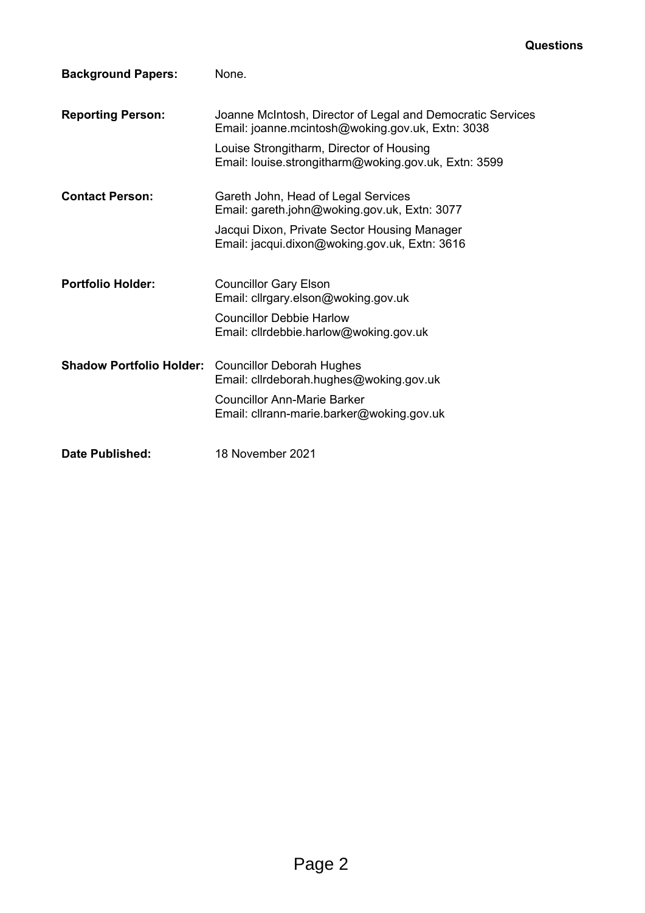**Questions**

| | |
|---|---|
| **Background Papers:** | None. |
| **Reporting Person:** | Joanne McIntosh, Director of Legal and Democratic Services<br>Email: joanne.mcintosh@woking.gov.uk, Extn: 3038<br><br>Louise Strongitharm, Director of Housing<br>Email: louise.strongitharm@woking.gov.uk, Extn: 3599 |
| **Contact Person:** | Gareth John, Head of Legal Services<br>Email: gareth.john@woking.gov.uk, Extn: 3077<br><br>Jacqui Dixon, Private Sector Housing Manager<br>Email: jacqui.dixon@woking.gov.uk, Extn: 3616 |
| **Portfolio Holder:** | Councillor Gary Elson<br>Email: cllrgary.elson@woking.gov.uk<br><br>Councillor Debbie Harlow<br>Email: cllrdebbie.harlow@woking.gov.uk |
| **Shadow Portfolio Holder:** | Councillor Deborah Hughes<br>Email: cllrdeborah.hughes@woking.gov.uk<br><br>Councillor Ann-Marie Barker<br>Email: cllrann-marie.barker@woking.gov.uk |
| **Date Published:** | 18 November 2021 |